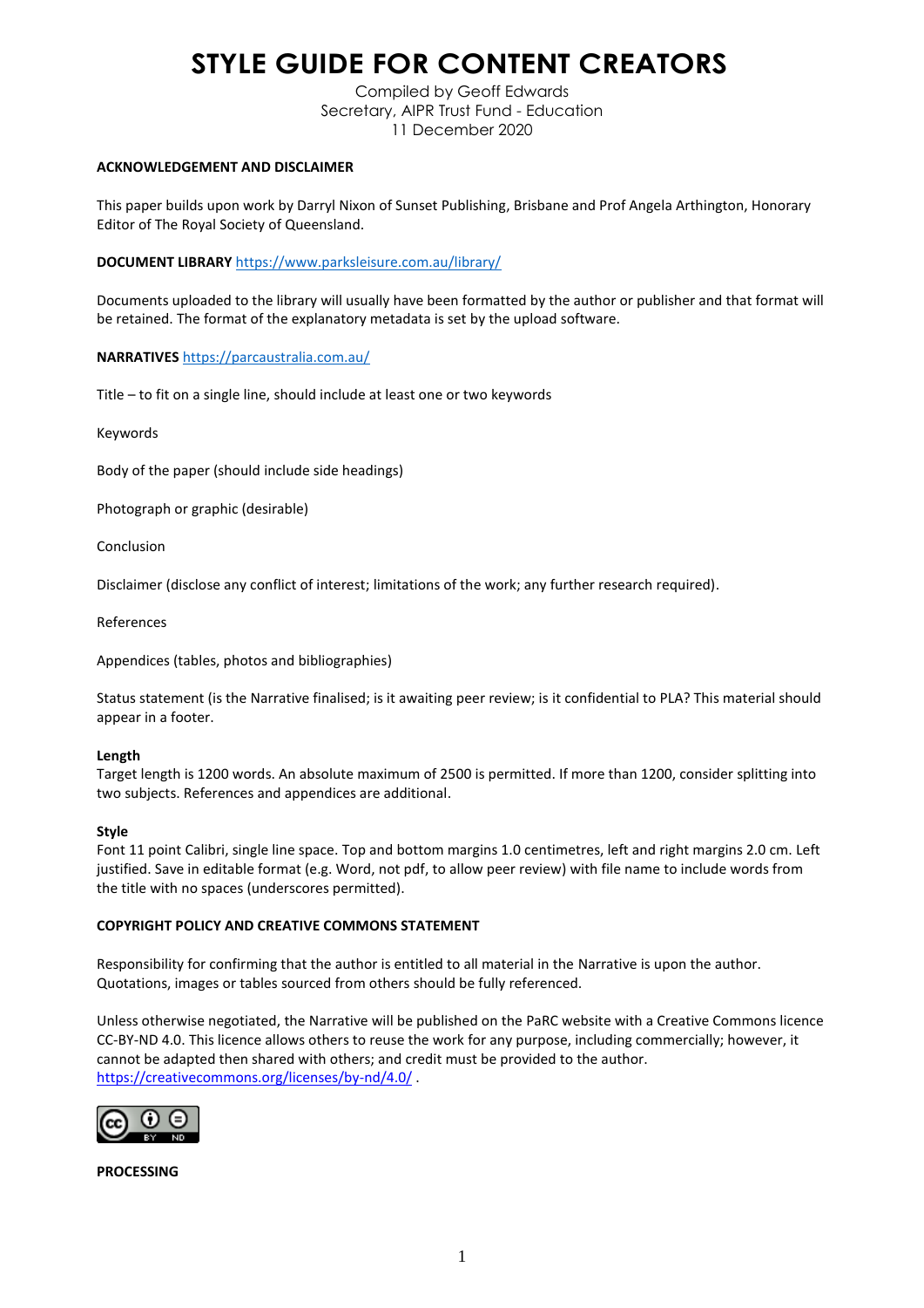# STYLE GUIDE FOR CONTENT CREATORS

Compiled by Geoff Edwards
Secretary, AIPR Trust Fund - Education
11 December 2020

**ACKNOWLEDGEMENT AND DISCLAIMER**

This paper builds upon work by Darryl Nixon of Sunset Publishing, Brisbane and Prof Angela Arthington, Honorary Editor of The Royal Society of Queensland.

**DOCUMENT LIBRARY** https://www.parksleisure.com.au/library/

Documents uploaded to the library will usually have been formatted by the author or publisher and that format will be retained. The format of the explanatory metadata is set by the upload software.

**NARRATIVES** https://parcaustralia.com.au/

Title – to fit on a single line, should include at least one or two keywords

Keywords

Body of the paper (should include side headings)

Photograph or graphic (desirable)

Conclusion

Disclaimer (disclose any conflict of interest; limitations of the work; any further research required).

References

Appendices (tables, photos and bibliographies)

Status statement (is the Narrative finalised; is it awaiting peer review; is it confidential to PLA? This material should appear in a footer.

**Length**
Target length is 1200 words. An absolute maximum of 2500 is permitted. If more than 1200, consider splitting into two subjects. References and appendices are additional.

**Style**
Font 11 point Calibri, single line space. Top and bottom margins 1.0 centimetres, left and right margins 2.0 cm. Left justified. Save in editable format (e.g. Word, not pdf, to allow peer review) with file name to include words from the title with no spaces (underscores permitted).

**COPYRIGHT POLICY AND CREATIVE COMMONS STATEMENT**

Responsibility for confirming that the author is entitled to all material in the Narrative is upon the author. Quotations, images or tables sourced from others should be fully referenced.

Unless otherwise negotiated, the Narrative will be published on the PaRC website with a Creative Commons licence CC-BY-ND 4.0. This licence allows others to reuse the work for any purpose, including commercially; however, it cannot be adapted then shared with others; and credit must be provided to the author. https://creativecommons.org/licenses/by-nd/4.0/ .

**PROCESSING**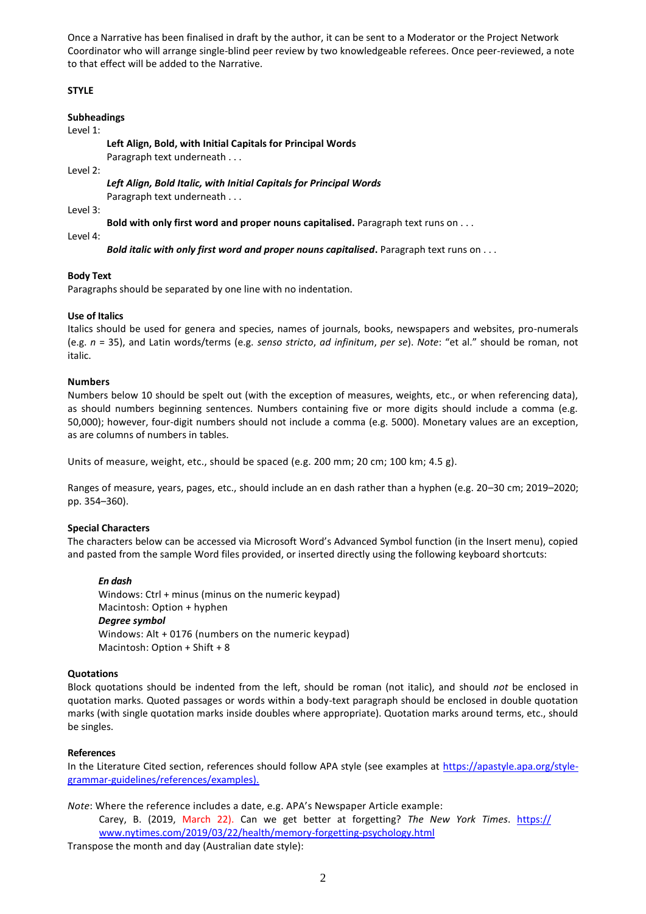Once a Narrative has been finalised in draft by the author, it can be sent to a Moderator or the Project Network Coordinator who will arrange single-blind peer review by two knowledgeable referees. Once peer-reviewed, a note to that effect will be added to the Narrative.

## STYLE

### Subheadings

Level 1:

> **Left Align, Bold, with Initial Capitals for Principal Words**
> Paragraph text underneath . . .

Level 2:

> ***Left Align, Bold Italic, with Initial Capitals for Principal Words***
> Paragraph text underneath . . .

Level 3:

> **Bold with only first word and proper nouns capitalised.** Paragraph text runs on . . .

Level 4:

> ***Bold italic with only first word and proper nouns capitalised*.** Paragraph text runs on . . .

### Body Text

Paragraphs should be separated by one line with no indentation.

### Use of Italics

Italics should be used for genera and species, names of journals, books, newspapers and websites, pro-numerals (e.g. *n* = 35), and Latin words/terms (e.g. *senso stricto*, *ad infinitum*, *per se*). *Note*: "et al." should be roman, not italic.

### Numbers

Numbers below 10 should be spelt out (with the exception of measures, weights, etc., or when referencing data), as should numbers beginning sentences. Numbers containing five or more digits should include a comma (e.g. 50,000); however, four-digit numbers should not include a comma (e.g. 5000). Monetary values are an exception, as are columns of numbers in tables.

Units of measure, weight, etc., should be spaced (e.g. 200 mm; 20 cm; 100 km; 4.5 g).

Ranges of measure, years, pages, etc., should include an en dash rather than a hyphen (e.g. 20–30 cm; 2019–2020; pp. 354–360).

### Special Characters

The characters below can be accessed via Microsoft Word's Advanced Symbol function (in the Insert menu), copied and pasted from the sample Word files provided, or inserted directly using the following keyboard shortcuts:

> ***En dash***
> Windows: Ctrl + minus (minus on the numeric keypad)
> Macintosh: Option + hyphen
> ***Degree symbol***
> Windows: Alt + 0176 (numbers on the numeric keypad)
> Macintosh: Option + Shift + 8

### Quotations

Block quotations should be indented from the left, should be roman (not italic), and should *not* be enclosed in quotation marks. Quoted passages or words within a body-text paragraph should be enclosed in double quotation marks (with single quotation marks inside doubles where appropriate). Quotation marks around terms, etc., should be singles.

### References

In the Literature Cited section, references should follow APA style (see examples at [https://apastyle.apa.org/style-grammar-guidelines/references/examples).](https://apastyle.apa.org/style-grammar-guidelines/references/examples)

*Note*: Where the reference includes a date, e.g. APA's Newspaper Article example:

> Carey, B. (2019, March 22). Can we get better at forgetting? *The New York Times*. https://www.nytimes.com/2019/03/22/health/memory-forgetting-psychology.html

Transpose the month and day (Australian date style):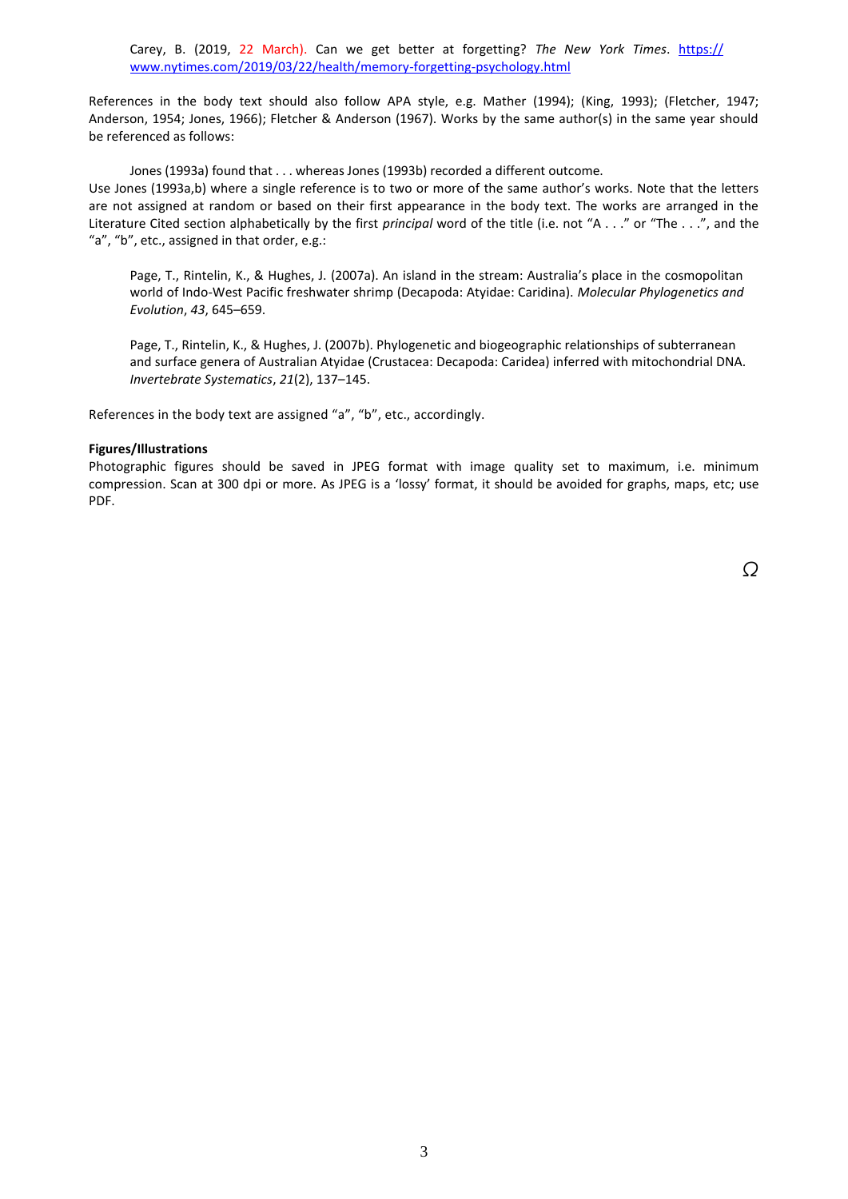Carey, B. (2019, 22 March). Can we get better at forgetting? *The New York Times*. https://www.nytimes.com/2019/03/22/health/memory-forgetting-psychology.html

References in the body text should also follow APA style, e.g. Mather (1994); (King, 1993); (Fletcher, 1947; Anderson, 1954; Jones, 1966); Fletcher & Anderson (1967). Works by the same author(s) in the same year should be referenced as follows:

Jones (1993a) found that . . . whereas Jones (1993b) recorded a different outcome.

Use Jones (1993a,b) where a single reference is to two or more of the same author's works. Note that the letters are not assigned at random or based on their first appearance in the body text. The works are arranged in the Literature Cited section alphabetically by the first *principal* word of the title (i.e. not "A . . ." or "The . . .", and the "a", "b", etc., assigned in that order, e.g.:

Page, T., Rintelin, K., & Hughes, J. (2007a). An island in the stream: Australia's place in the cosmopolitan world of Indo-West Pacific freshwater shrimp (Decapoda: Atyidae: Caridina). *Molecular Phylogenetics and Evolution*, *43*, 645–659.

Page, T., Rintelin, K., & Hughes, J. (2007b). Phylogenetic and biogeographic relationships of subterranean and surface genera of Australian Atyidae (Crustacea: Decapoda: Caridea) inferred with mitochondrial DNA. *Invertebrate Systematics*, *21*(2), 137–145.

References in the body text are assigned "a", "b", etc., accordingly.

**Figures/Illustrations**

Photographic figures should be saved in JPEG format with image quality set to maximum, i.e. minimum compression. Scan at 300 dpi or more. As JPEG is a 'lossy' format, it should be avoided for graphs, maps, etc; use PDF.

Ω